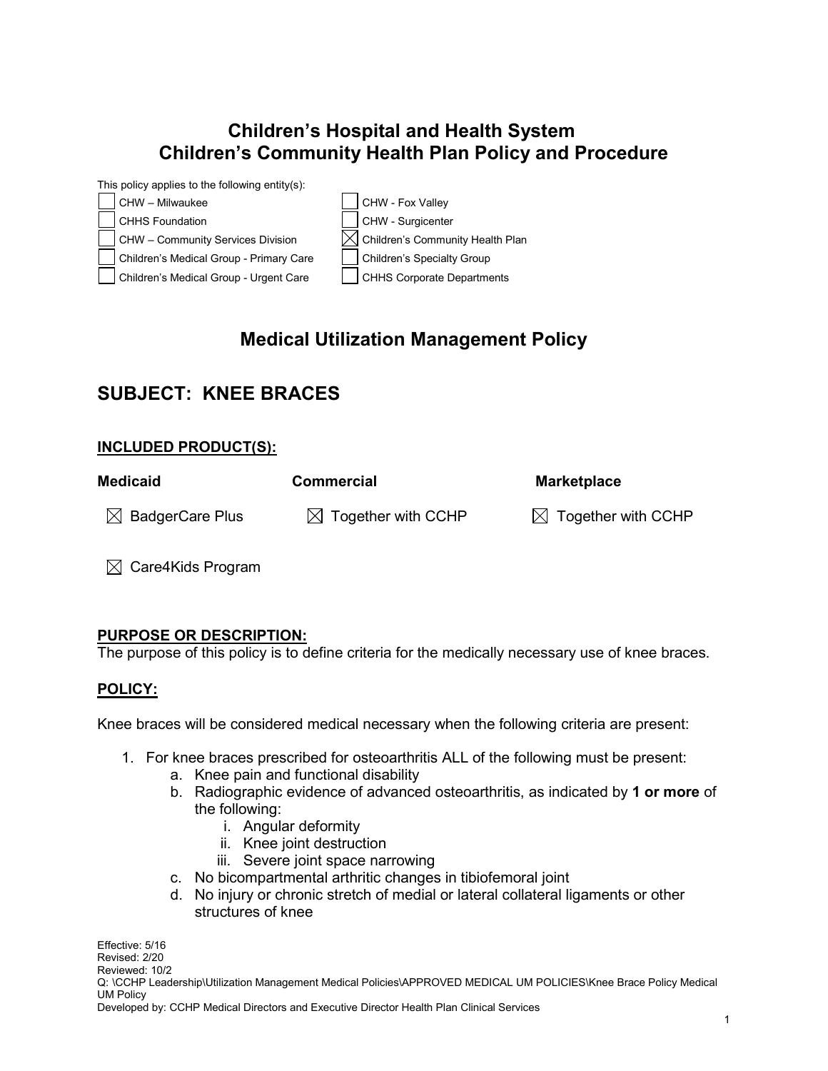# Children's Hospital and Health System
# Children's Community Health Plan Policy and Procedure

This policy applies to the following entity(s):

| | |
|---|---|
| ☐ CHW – Milwaukee | ☐ CHW - Fox Valley |
| ☐ CHHS Foundation | ☐ CHW - Surgicenter |
| ☐ CHW – Community Services Division | ☒ Children's Community Health Plan |
| ☐ Children's Medical Group - Primary Care | ☐ Children's Specialty Group |
| ☐ Children's Medical Group - Urgent Care | ☐ CHHS Corporate Departments |

## Medical Utilization Management Policy

## SUBJECT: KNEE BRACES

### INCLUDED PRODUCT(S):

| Medicaid | Commercial | Marketplace |
|---|---|---|
| ☒ BadgerCare Plus | ☒ Together with CCHP | ☒ Together with CCHP |
| ☒ Care4Kids Program | | |

### PURPOSE OR DESCRIPTION:

The purpose of this policy is to define criteria for the medically necessary use of knee braces.

### POLICY:

Knee braces will be considered medical necessary when the following criteria are present:

1. For knee braces prescribed for osteoarthritis ALL of the following must be present:
   a. Knee pain and functional disability
   b. Radiographic evidence of advanced osteoarthritis, as indicated by **1 or more** of the following:
      i. Angular deformity
      ii. Knee joint destruction
      iii. Severe joint space narrowing
   c. No bicompartmental arthritic changes in tibiofemoral joint
   d. No injury or chronic stretch of medial or lateral collateral ligaments or other structures of knee

Effective: 5/16
Revised: 2/20
Reviewed: 10/2
Q: \CCHP Leadership\Utilization Management Medical Policies\APPROVED MEDICAL UM POLICIES\Knee Brace Policy Medical UM Policy
Developed by: CCHP Medical Directors and Executive Director Health Plan Clinical Services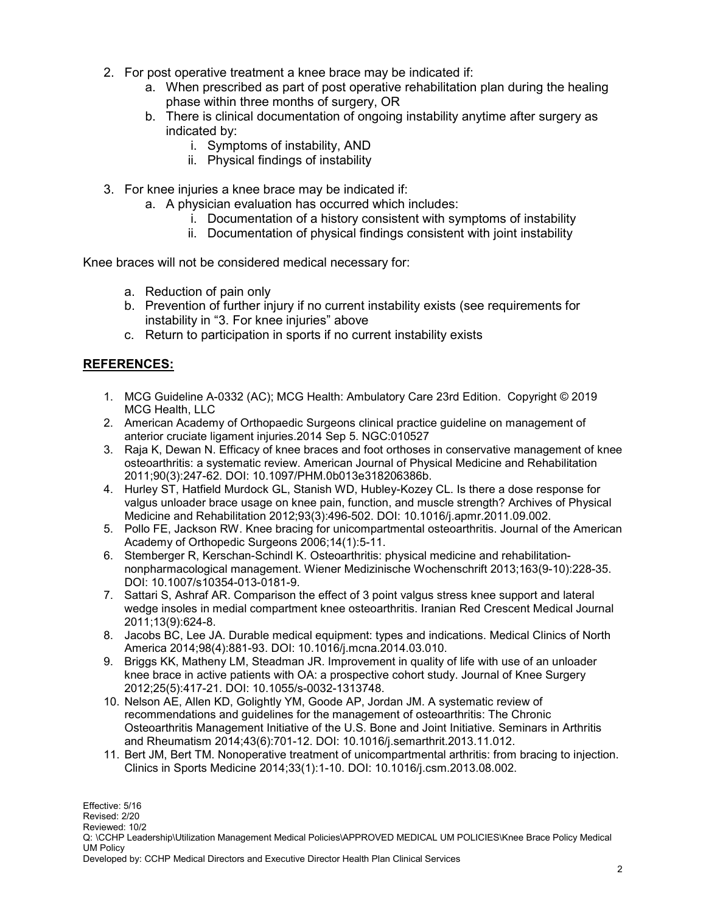2. For post operative treatment a knee brace may be indicated if:
    a. When prescribed as part of post operative rehabilitation plan during the healing phase within three months of surgery, OR
    b. There is clinical documentation of ongoing instability anytime after surgery as indicated by:
        i. Symptoms of instability, AND
        ii. Physical findings of instability

3. For knee injuries a knee brace may be indicated if:
    a. A physician evaluation has occurred which includes:
        i. Documentation of a history consistent with symptoms of instability
        ii. Documentation of physical findings consistent with joint instability

Knee braces will not be considered medical necessary for:

a. Reduction of pain only
b. Prevention of further injury if no current instability exists (see requirements for instability in “3. For knee injuries” above
c. Return to participation in sports if no current instability exists

## REFERENCES:

1. MCG Guideline A-0332 (AC); MCG Health: Ambulatory Care 23rd Edition. Copyright © 2019 MCG Health, LLC
2. American Academy of Orthopaedic Surgeons clinical practice guideline on management of anterior cruciate ligament injuries.2014 Sep 5. NGC:010527
3. Raja K, Dewan N. Efficacy of knee braces and foot orthoses in conservative management of knee osteoarthritis: a systematic review. American Journal of Physical Medicine and Rehabilitation 2011;90(3):247-62. DOI: 10.1097/PHM.0b013e318206386b.
4. Hurley ST, Hatfield Murdock GL, Stanish WD, Hubley-Kozey CL. Is there a dose response for valgus unloader brace usage on knee pain, function, and muscle strength? Archives of Physical Medicine and Rehabilitation 2012;93(3):496-502. DOI: 10.1016/j.apmr.2011.09.002.
5. Pollo FE, Jackson RW. Knee bracing for unicompartmental osteoarthritis. Journal of the American Academy of Orthopedic Surgeons 2006;14(1):5-11.
6. Stemberger R, Kerschan-Schindl K. Osteoarthritis: physical medicine and rehabilitation-nonpharmacological management. Wiener Medizinische Wochenschrift 2013;163(9-10):228-35. DOI: 10.1007/s10354-013-0181-9.
7. Sattari S, Ashraf AR. Comparison the effect of 3 point valgus stress knee support and lateral wedge insoles in medial compartment knee osteoarthritis. Iranian Red Crescent Medical Journal 2011;13(9):624-8.
8. Jacobs BC, Lee JA. Durable medical equipment: types and indications. Medical Clinics of North America 2014;98(4):881-93. DOI: 10.1016/j.mcna.2014.03.010.
9. Briggs KK, Matheny LM, Steadman JR. Improvement in quality of life with use of an unloader knee brace in active patients with OA: a prospective cohort study. Journal of Knee Surgery 2012;25(5):417-21. DOI: 10.1055/s-0032-1313748.
10. Nelson AE, Allen KD, Golightly YM, Goode AP, Jordan JM. A systematic review of recommendations and guidelines for the management of osteoarthritis: The Chronic Osteoarthritis Management Initiative of the U.S. Bone and Joint Initiative. Seminars in Arthritis and Rheumatism 2014;43(6):701-12. DOI: 10.1016/j.semarthrit.2013.11.012.
11. Bert JM, Bert TM. Nonoperative treatment of unicompartmental arthritis: from bracing to injection. Clinics in Sports Medicine 2014;33(1):1-10. DOI: 10.1016/j.csm.2013.08.002.

Effective: 5/16
Revised: 2/20
Reviewed: 10/2
Q: \CCHP Leadership\Utilization Management Medical Policies\APPROVED MEDICAL UM POLICIES\Knee Brace Policy Medical UM Policy
Developed by: CCHP Medical Directors and Executive Director Health Plan Clinical Services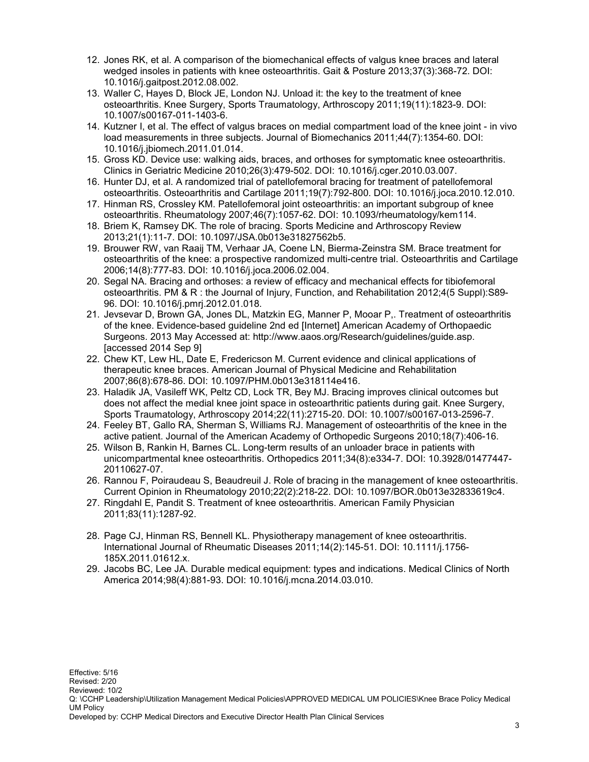12. Jones RK, et al. A comparison of the biomechanical effects of valgus knee braces and lateral wedged insoles in patients with knee osteoarthritis. Gait & Posture 2013;37(3):368-72. DOI: 10.1016/j.gaitpost.2012.08.002.
13. Waller C, Hayes D, Block JE, London NJ. Unload it: the key to the treatment of knee osteoarthritis. Knee Surgery, Sports Traumatology, Arthroscopy 2011;19(11):1823-9. DOI: 10.1007/s00167-011-1403-6.
14. Kutzner I, et al. The effect of valgus braces on medial compartment load of the knee joint - in vivo load measurements in three subjects. Journal of Biomechanics 2011;44(7):1354-60. DOI: 10.1016/j.jbiomech.2011.01.014.
15. Gross KD. Device use: walking aids, braces, and orthoses for symptomatic knee osteoarthritis. Clinics in Geriatric Medicine 2010;26(3):479-502. DOI: 10.1016/j.cger.2010.03.007.
16. Hunter DJ, et al. A randomized trial of patellofemoral bracing for treatment of patellofemoral osteoarthritis. Osteoarthritis and Cartilage 2011;19(7):792-800. DOI: 10.1016/j.joca.2010.12.010.
17. Hinman RS, Crossley KM. Patellofemoral joint osteoarthritis: an important subgroup of knee osteoarthritis. Rheumatology 2007;46(7):1057-62. DOI: 10.1093/rheumatology/kem114.
18. Briem K, Ramsey DK. The role of bracing. Sports Medicine and Arthroscopy Review 2013;21(1):11-7. DOI: 10.1097/JSA.0b013e31827562b5.
19. Brouwer RW, van Raaij TM, Verhaar JA, Coene LN, Bierma-Zeinstra SM. Brace treatment for osteoarthritis of the knee: a prospective randomized multi-centre trial. Osteoarthritis and Cartilage 2006;14(8):777-83. DOI: 10.1016/j.joca.2006.02.004.
20. Segal NA. Bracing and orthoses: a review of efficacy and mechanical effects for tibiofemoral osteoarthritis. PM & R : the Journal of Injury, Function, and Rehabilitation 2012;4(5 Suppl):S89-96. DOI: 10.1016/j.pmrj.2012.01.018.
21. Jevsevar D, Brown GA, Jones DL, Matzkin EG, Manner P, Mooar P,. Treatment of osteoarthritis of the knee. Evidence-based guideline 2nd ed [Internet] American Academy of Orthopaedic Surgeons. 2013 May Accessed at: http://www.aaos.org/Research/guidelines/guide.asp. [accessed 2014 Sep 9]
22. Chew KT, Lew HL, Date E, Fredericson M. Current evidence and clinical applications of therapeutic knee braces. American Journal of Physical Medicine and Rehabilitation 2007;86(8):678-86. DOI: 10.1097/PHM.0b013e318114e416.
23. Haladik JA, Vasileff WK, Peltz CD, Lock TR, Bey MJ. Bracing improves clinical outcomes but does not affect the medial knee joint space in osteoarthritic patients during gait. Knee Surgery, Sports Traumatology, Arthroscopy 2014;22(11):2715-20. DOI: 10.1007/s00167-013-2596-7.
24. Feeley BT, Gallo RA, Sherman S, Williams RJ. Management of osteoarthritis of the knee in the active patient. Journal of the American Academy of Orthopedic Surgeons 2010;18(7):406-16.
25. Wilson B, Rankin H, Barnes CL. Long-term results of an unloader brace in patients with unicompartmental knee osteoarthritis. Orthopedics 2011;34(8):e334-7. DOI: 10.3928/01477447-20110627-07.
26. Rannou F, Poiraudeau S, Beaudreuil J. Role of bracing in the management of knee osteoarthritis. Current Opinion in Rheumatology 2010;22(2):218-22. DOI: 10.1097/BOR.0b013e32833619c4.
27. Ringdahl E, Pandit S. Treatment of knee osteoarthritis. American Family Physician 2011;83(11):1287-92.
28. Page CJ, Hinman RS, Bennell KL. Physiotherapy management of knee osteoarthritis. International Journal of Rheumatic Diseases 2011;14(2):145-51. DOI: 10.1111/j.1756-185X.2011.01612.x.
29. Jacobs BC, Lee JA. Durable medical equipment: types and indications. Medical Clinics of North America 2014;98(4):881-93. DOI: 10.1016/j.mcna.2014.03.010.

Effective: 5/16
Revised: 2/20
Reviewed: 10/2
Q: \CCHP Leadership\Utilization Management Medical Policies\APPROVED MEDICAL UM POLICIES\Knee Brace Policy Medical UM Policy
Developed by: CCHP Medical Directors and Executive Director Health Plan Clinical Services